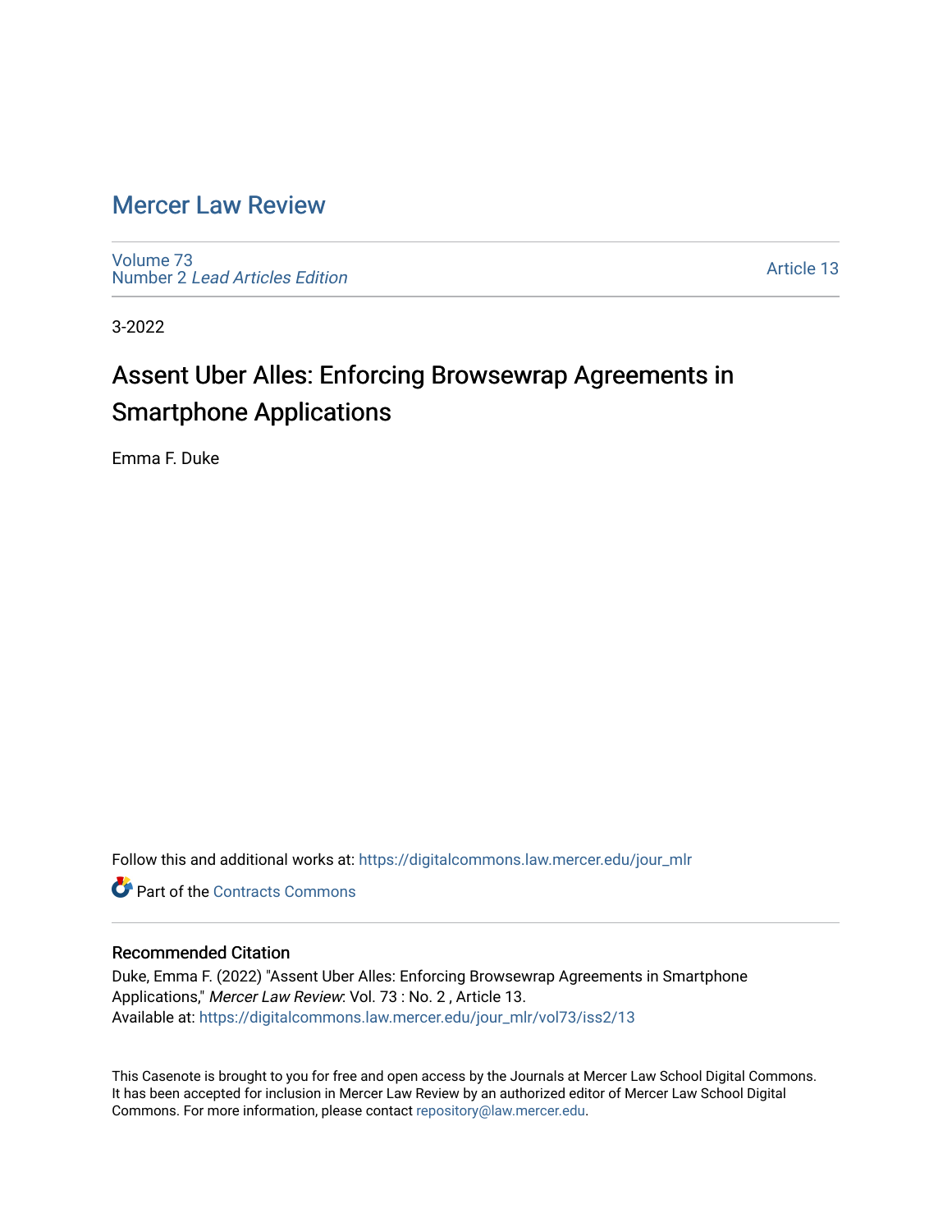# Mercer Law Review

Volume 73
Number 2 *Lead Articles Edition*

Article 13

3-2022

## Assent Uber Alles: Enforcing Browsewrap Agreements in Smartphone Applications

Emma F. Duke

Follow this and additional works at: https://digitalcommons.law.mercer.edu/jour_mlr

Part of the Contracts Commons

### Recommended Citation

Duke, Emma F. (2022) "Assent Uber Alles: Enforcing Browsewrap Agreements in Smartphone Applications," *Mercer Law Review*: Vol. 73 : No. 2 , Article 13.
Available at: https://digitalcommons.law.mercer.edu/jour_mlr/vol73/iss2/13

This Casenote is brought to you for free and open access by the Journals at Mercer Law School Digital Commons. It has been accepted for inclusion in Mercer Law Review by an authorized editor of Mercer Law School Digital Commons. For more information, please contact repository@law.mercer.edu.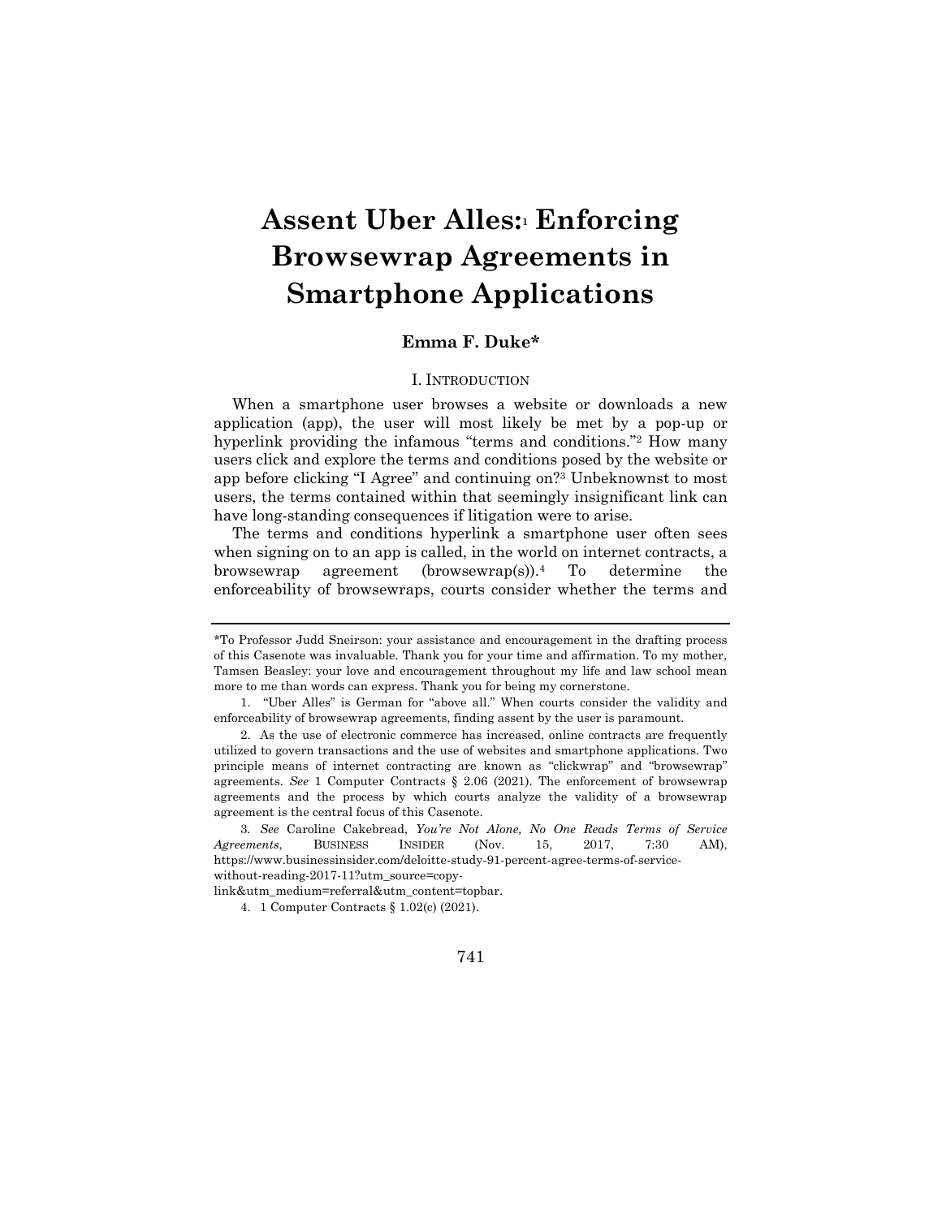# Assent Uber Alles:[1] Enforcing Browsewrap Agreements in Smartphone Applications

**Emma F. Duke***

## I. Introduction

When a smartphone user browses a website or downloads a new application (app), the user will most likely be met by a pop-up or hyperlink providing the infamous "terms and conditions."[2] How many users click and explore the terms and conditions posed by the website or app before clicking "I Agree" and continuing on?[3] Unbeknownst to most users, the terms contained within that seemingly insignificant link can have long-standing consequences if litigation were to arise.

The terms and conditions hyperlink a smartphone user often sees when signing on to an app is called, in the world on internet contracts, a browsewrap agreement (browsewrap(s)).[4] To determine the enforceability of browsewraps, courts consider whether the terms and

---

*To Professor Judd Sneirson: your assistance and encouragement in the drafting process of this Casenote was invaluable. Thank you for your time and affirmation. To my mother, Tamsen Beasley: your love and encouragement throughout my life and law school mean more to me than words can express. Thank you for being my cornerstone.

1. "Uber Alles" is German for "above all." When courts consider the validity and enforceability of browsewrap agreements, finding assent by the user is paramount.

2. As the use of electronic commerce has increased, online contracts are frequently utilized to govern transactions and the use of websites and smartphone applications. Two principle means of internet contracting are known as "clickwrap" and "browsewrap" agreements. *See* 1 Computer Contracts § 2.06 (2021). The enforcement of browsewrap agreements and the process by which courts analyze the validity of a browsewrap agreement is the central focus of this Casenote.

3. *See* Caroline Cakebread, *You're Not Alone, No One Reads Terms of Service Agreements*, BUSINESS INSIDER (Nov. 15, 2017, 7:30 AM), https://www.businessinsider.com/deloitte-study-91-percent-agree-terms-of-service-without-reading-2017-11?utm_source=copy-link&utm_medium=referral&utm_content=topbar.

4. 1 Computer Contracts § 1.02(c) (2021).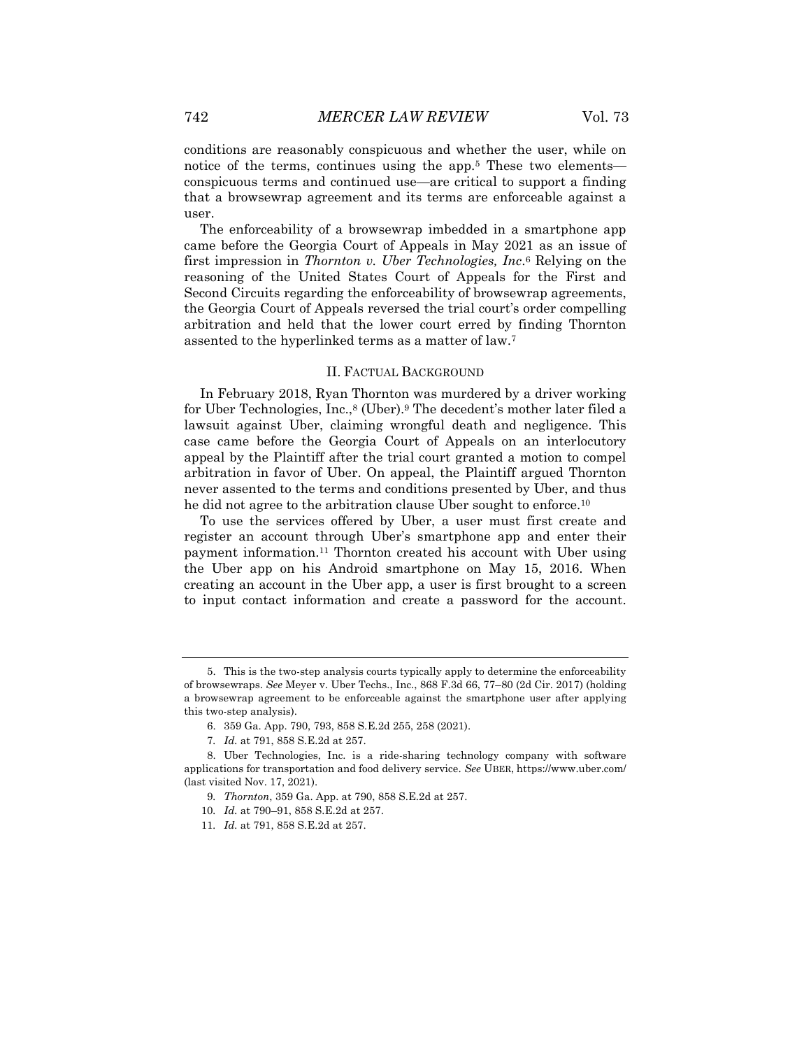conditions are reasonably conspicuous and whether the user, while on notice of the terms, continues using the app.[5] These two elements—conspicuous terms and continued use—are critical to support a finding that a browsewrap agreement and its terms are enforceable against a user.

The enforceability of a browsewrap imbedded in a smartphone app came before the Georgia Court of Appeals in May 2021 as an issue of first impression in *Thornton v. Uber Technologies, Inc*.[6] Relying on the reasoning of the United States Court of Appeals for the First and Second Circuits regarding the enforceability of browsewrap agreements, the Georgia Court of Appeals reversed the trial court's order compelling arbitration and held that the lower court erred by finding Thornton assented to the hyperlinked terms as a matter of law.[7]

## II. FACTUAL BACKGROUND

In February 2018, Ryan Thornton was murdered by a driver working for Uber Technologies, Inc.,[8] (Uber).[9] The decedent's mother later filed a lawsuit against Uber, claiming wrongful death and negligence. This case came before the Georgia Court of Appeals on an interlocutory appeal by the Plaintiff after the trial court granted a motion to compel arbitration in favor of Uber. On appeal, the Plaintiff argued Thornton never assented to the terms and conditions presented by Uber, and thus he did not agree to the arbitration clause Uber sought to enforce.[10]

To use the services offered by Uber, a user must first create and register an account through Uber's smartphone app and enter their payment information.[11] Thornton created his account with Uber using the Uber app on his Android smartphone on May 15, 2016. When creating an account in the Uber app, a user is first brought to a screen to input contact information and create a password for the account.

---

5. This is the two-step analysis courts typically apply to determine the enforceability of browsewraps. *See* Meyer v. Uber Techs., Inc., 868 F.3d 66, 77–80 (2d Cir. 2017) (holding a browsewrap agreement to be enforceable against the smartphone user after applying this two-step analysis).

6. 359 Ga. App. 790, 793, 858 S.E.2d 255, 258 (2021).

7. *Id.* at 791, 858 S.E.2d at 257.

8. Uber Technologies, Inc. is a ride-sharing technology company with software applications for transportation and food delivery service. *See* UBER, https://www.uber.com/ (last visited Nov. 17, 2021).

9. *Thornton*, 359 Ga. App. at 790, 858 S.E.2d at 257.

10. *Id.* at 790–91, 858 S.E.2d at 257.

11. *Id.* at 791, 858 S.E.2d at 257.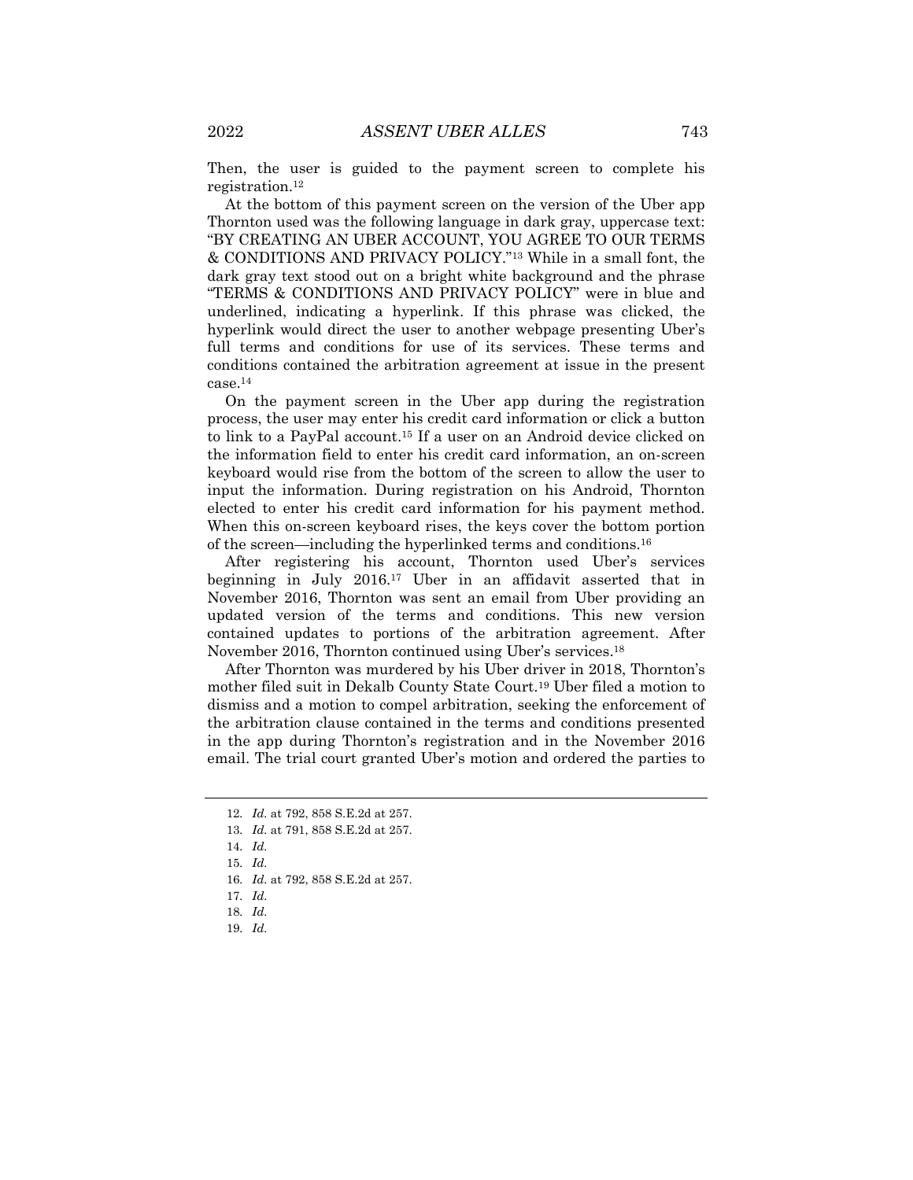Then, the user is guided to the payment screen to complete his registration.[12]

At the bottom of this payment screen on the version of the Uber app Thornton used was the following language in dark gray, uppercase text: "BY CREATING AN UBER ACCOUNT, YOU AGREE TO OUR TERMS & CONDITIONS AND PRIVACY POLICY."[13] While in a small font, the dark gray text stood out on a bright white background and the phrase "TERMS & CONDITIONS AND PRIVACY POLICY" were in blue and underlined, indicating a hyperlink. If this phrase was clicked, the hyperlink would direct the user to another webpage presenting Uber's full terms and conditions for use of its services. These terms and conditions contained the arbitration agreement at issue in the present case.[14]

On the payment screen in the Uber app during the registration process, the user may enter his credit card information or click a button to link to a PayPal account.[15] If a user on an Android device clicked on the information field to enter his credit card information, an on-screen keyboard would rise from the bottom of the screen to allow the user to input the information. During registration on his Android, Thornton elected to enter his credit card information for his payment method. When this on-screen keyboard rises, the keys cover the bottom portion of the screen—including the hyperlinked terms and conditions.[16]

After registering his account, Thornton used Uber's services beginning in July 2016.[17] Uber in an affidavit asserted that in November 2016, Thornton was sent an email from Uber providing an updated version of the terms and conditions. This new version contained updates to portions of the arbitration agreement. After November 2016, Thornton continued using Uber's services.[18]

After Thornton was murdered by his Uber driver in 2018, Thornton's mother filed suit in Dekalb County State Court.[19] Uber filed a motion to dismiss and a motion to compel arbitration, seeking the enforcement of the arbitration clause contained in the terms and conditions presented in the app during Thornton's registration and in the November 2016 email. The trial court granted Uber's motion and ordered the parties to

---

12. *Id.* at 792, 858 S.E.2d at 257.
13. *Id.* at 791, 858 S.E.2d at 257.
14. *Id.*
15. *Id.*
16. *Id.* at 792, 858 S.E.2d at 257.
17. *Id.*
18. *Id.*
19. *Id.*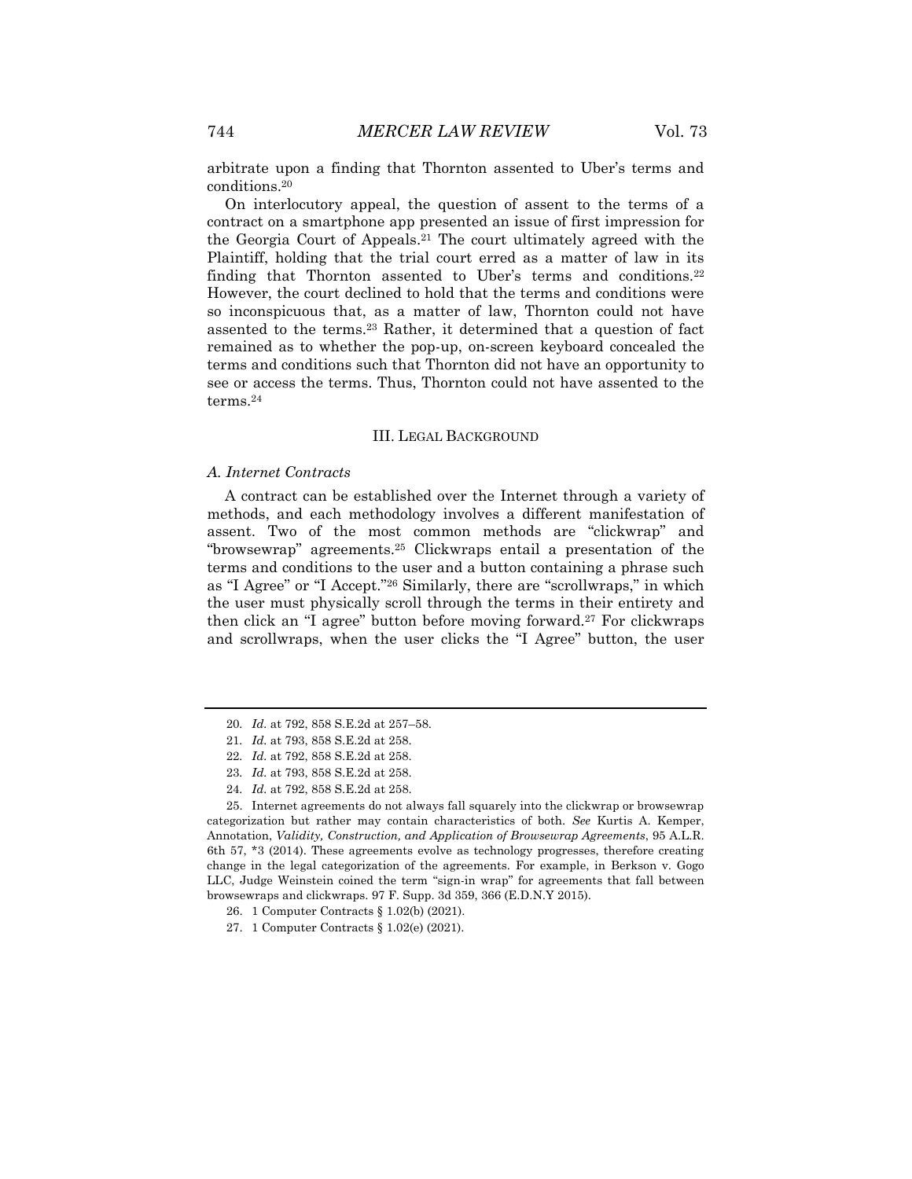arbitrate upon a finding that Thornton assented to Uber's terms and conditions.[20]

On interlocutory appeal, the question of assent to the terms of a contract on a smartphone app presented an issue of first impression for the Georgia Court of Appeals.[21] The court ultimately agreed with the Plaintiff, holding that the trial court erred as a matter of law in its finding that Thornton assented to Uber's terms and conditions.[22] However, the court declined to hold that the terms and conditions were so inconspicuous that, as a matter of law, Thornton could not have assented to the terms.[23] Rather, it determined that a question of fact remained as to whether the pop-up, on-screen keyboard concealed the terms and conditions such that Thornton did not have an opportunity to see or access the terms. Thus, Thornton could not have assented to the terms.[24]

## III. LEGAL BACKGROUND

### *A. Internet Contracts*

A contract can be established over the Internet through a variety of methods, and each methodology involves a different manifestation of assent. Two of the most common methods are "clickwrap" and "browsewrap" agreements.[25] Clickwraps entail a presentation of the terms and conditions to the user and a button containing a phrase such as "I Agree" or "I Accept."[26] Similarly, there are "scrollwraps," in which the user must physically scroll through the terms in their entirety and then click an "I agree" button before moving forward.[27] For clickwraps and scrollwraps, when the user clicks the "I Agree" button, the user

---

20. *Id.* at 792, 858 S.E.2d at 257–58.

21. *Id.* at 793, 858 S.E.2d at 258.

22. *Id.* at 792, 858 S.E.2d at 258.

23. *Id.* at 793, 858 S.E.2d at 258.

24. *Id.* at 792, 858 S.E.2d at 258.

25. Internet agreements do not always fall squarely into the clickwrap or browsewrap categorization but rather may contain characteristics of both. *See* Kurtis A. Kemper, Annotation, *Validity, Construction, and Application of Browsewrap Agreements*, 95 A.L.R. 6th 57, \*3 (2014). These agreements evolve as technology progresses, therefore creating change in the legal categorization of the agreements. For example, in Berkson v. Gogo LLC, Judge Weinstein coined the term "sign-in wrap" for agreements that fall between browsewraps and clickwraps. 97 F. Supp. 3d 359, 366 (E.D.N.Y 2015).

26. 1 Computer Contracts § 1.02(b) (2021).

27. 1 Computer Contracts § 1.02(e) (2021).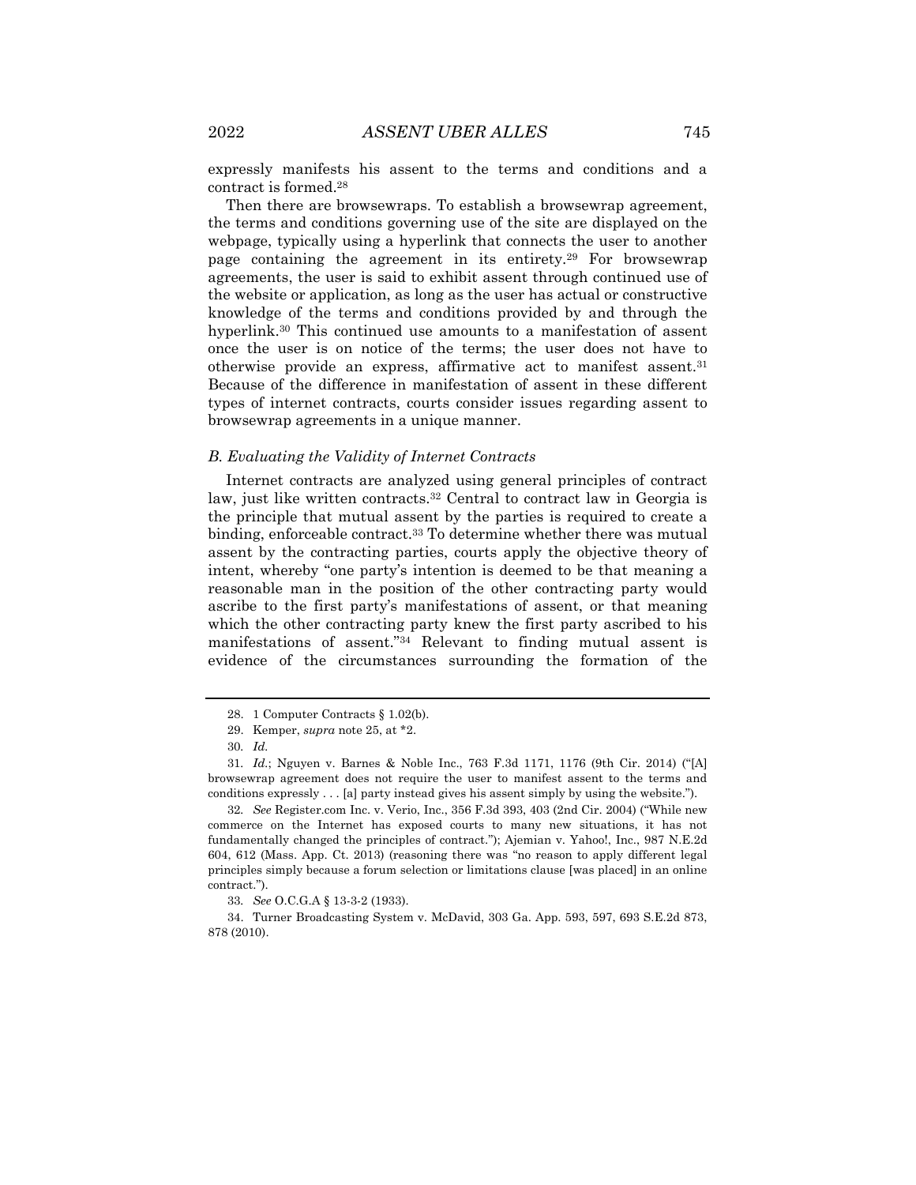expressly manifests his assent to the terms and conditions and a contract is formed.[28]

Then there are browsewraps. To establish a browsewrap agreement, the terms and conditions governing use of the site are displayed on the webpage, typically using a hyperlink that connects the user to another page containing the agreement in its entirety.[29] For browsewrap agreements, the user is said to exhibit assent through continued use of the website or application, as long as the user has actual or constructive knowledge of the terms and conditions provided by and through the hyperlink.[30] This continued use amounts to a manifestation of assent once the user is on notice of the terms; the user does not have to otherwise provide an express, affirmative act to manifest assent.[31] Because of the difference in manifestation of assent in these different types of internet contracts, courts consider issues regarding assent to browsewrap agreements in a unique manner.

### *B. Evaluating the Validity of Internet Contracts*

Internet contracts are analyzed using general principles of contract law, just like written contracts.[32] Central to contract law in Georgia is the principle that mutual assent by the parties is required to create a binding, enforceable contract.[33] To determine whether there was mutual assent by the contracting parties, courts apply the objective theory of intent, whereby "one party's intention is deemed to be that meaning a reasonable man in the position of the other contracting party would ascribe to the first party's manifestations of assent, or that meaning which the other contracting party knew the first party ascribed to his manifestations of assent."[34] Relevant to finding mutual assent is evidence of the circumstances surrounding the formation of the

---

28. 1 Computer Contracts § 1.02(b).

29. Kemper, *supra* note 25, at *2.

30. *Id.*

31. *Id.*; Nguyen v. Barnes & Noble Inc., 763 F.3d 1171, 1176 (9th Cir. 2014) ("[A] browsewrap agreement does not require the user to manifest assent to the terms and conditions expressly . . . [a] party instead gives his assent simply by using the website.").

32. *See* Register.com Inc. v. Verio, Inc., 356 F.3d 393, 403 (2nd Cir. 2004) ("While new commerce on the Internet has exposed courts to many new situations, it has not fundamentally changed the principles of contract."); Ajemian v. Yahoo!, Inc., 987 N.E.2d 604, 612 (Mass. App. Ct. 2013) (reasoning there was "no reason to apply different legal principles simply because a forum selection or limitations clause [was placed] in an online contract.").

33. *See* O.C.G.A § 13-3-2 (1933).

34. Turner Broadcasting System v. McDavid, 303 Ga. App. 593, 597, 693 S.E.2d 873, 878 (2010).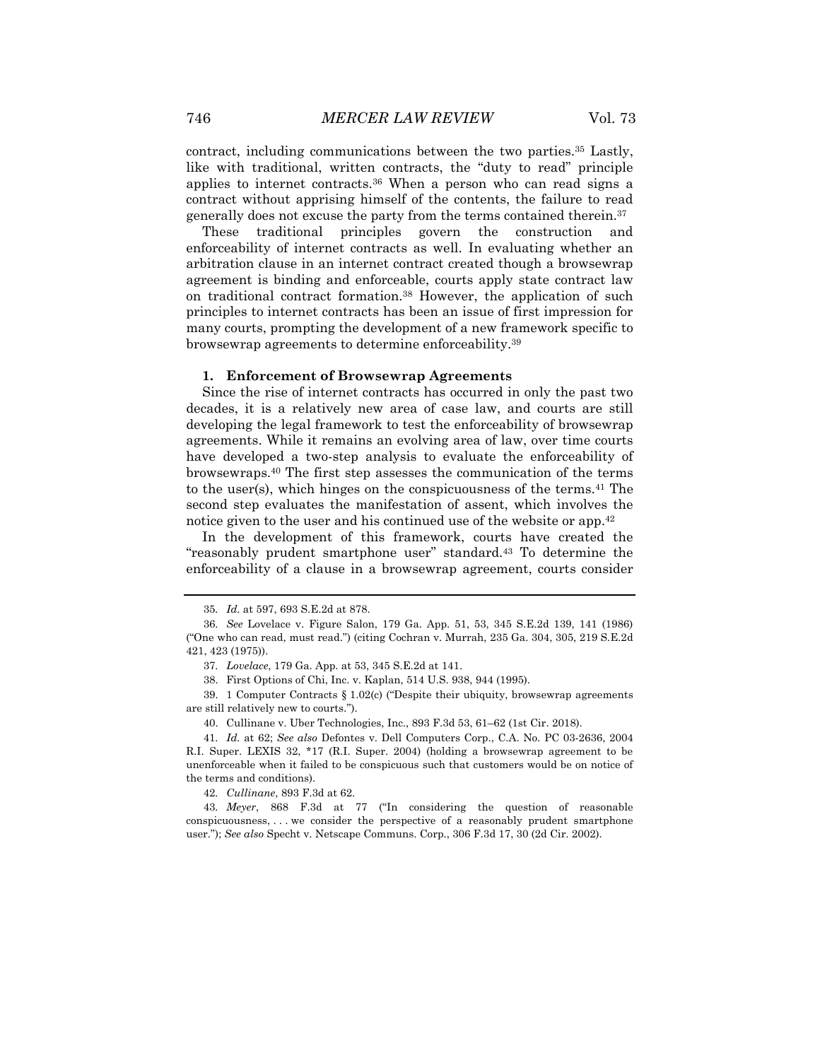contract, including communications between the two parties.[35] Lastly, like with traditional, written contracts, the "duty to read" principle applies to internet contracts.[36] When a person who can read signs a contract without apprising himself of the contents, the failure to read generally does not excuse the party from the terms contained therein.[37]

These traditional principles govern the construction and enforceability of internet contracts as well. In evaluating whether an arbitration clause in an internet contract created though a browsewrap agreement is binding and enforceable, courts apply state contract law on traditional contract formation.[38] However, the application of such principles to internet contracts has been an issue of first impression for many courts, prompting the development of a new framework specific to browsewrap agreements to determine enforceability.[39]

### 1. Enforcement of Browsewrap Agreements

Since the rise of internet contracts has occurred in only the past two decades, it is a relatively new area of case law, and courts are still developing the legal framework to test the enforceability of browsewrap agreements. While it remains an evolving area of law, over time courts have developed a two-step analysis to evaluate the enforceability of browsewraps.[40] The first step assesses the communication of the terms to the user(s), which hinges on the conspicuousness of the terms.[41] The second step evaluates the manifestation of assent, which involves the notice given to the user and his continued use of the website or app.[42]

In the development of this framework, courts have created the "reasonably prudent smartphone user" standard.[43] To determine the enforceability of a clause in a browsewrap agreement, courts consider

---

35. *Id.* at 597, 693 S.E.2d at 878.

36. *See* Lovelace v. Figure Salon, 179 Ga. App. 51, 53, 345 S.E.2d 139, 141 (1986) ("One who can read, must read.") (citing Cochran v. Murrah, 235 Ga. 304, 305, 219 S.E.2d 421, 423 (1975)).

37. *Lovelace*, 179 Ga. App. at 53, 345 S.E.2d at 141.

38. First Options of Chi, Inc. v. Kaplan, 514 U.S. 938, 944 (1995).

39. 1 Computer Contracts § 1.02(c) ("Despite their ubiquity, browsewrap agreements are still relatively new to courts.").

40. Cullinane v. Uber Technologies, Inc., 893 F.3d 53, 61–62 (1st Cir. 2018).

41. *Id.* at 62; *See also* Defontes v. Dell Computers Corp., C.A. No. PC 03-2636, 2004 R.I. Super. LEXIS 32, *17 (R.I. Super. 2004) (holding a browsewrap agreement to be unenforceable when it failed to be conspicuous such that customers would be on notice of the terms and conditions).

42. *Cullinane*, 893 F.3d at 62.

43. *Meyer*, 868 F.3d at 77 ("In considering the question of reasonable conspicuousness, . . . we consider the perspective of a reasonably prudent smartphone user."); *See also* Specht v. Netscape Communs. Corp., 306 F.3d 17, 30 (2d Cir. 2002).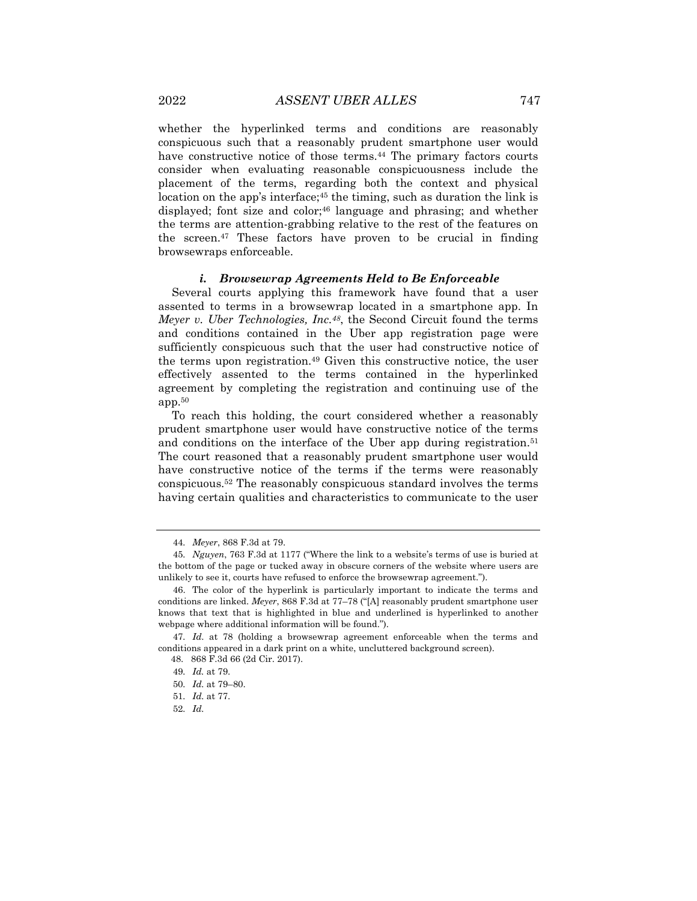whether the hyperlinked terms and conditions are reasonably conspicuous such that a reasonably prudent smartphone user would have constructive notice of those terms.[44] The primary factors courts consider when evaluating reasonable conspicuousness include the placement of the terms, regarding both the context and physical location on the app's interface;[45] the timing, such as duration the link is displayed; font size and color;[46] language and phrasing; and whether the terms are attention-grabbing relative to the rest of the features on the screen.[47] These factors have proven to be crucial in finding browsewraps enforceable.

#### *i. Browsewrap Agreements Held to Be Enforceable*

Several courts applying this framework have found that a user assented to terms in a browsewrap located in a smartphone app. In *Meyer v. Uber Technologies, Inc.*[48], the Second Circuit found the terms and conditions contained in the Uber app registration page were sufficiently conspicuous such that the user had constructive notice of the terms upon registration.[49] Given this constructive notice, the user effectively assented to the terms contained in the hyperlinked agreement by completing the registration and continuing use of the app.[50]

To reach this holding, the court considered whether a reasonably prudent smartphone user would have constructive notice of the terms and conditions on the interface of the Uber app during registration.[51] The court reasoned that a reasonably prudent smartphone user would have constructive notice of the terms if the terms were reasonably conspicuous.[52] The reasonably conspicuous standard involves the terms having certain qualities and characteristics to communicate to the user

---

44. *Meyer*, 868 F.3d at 79.

45. *Nguyen*, 763 F.3d at 1177 ("Where the link to a website's terms of use is buried at the bottom of the page or tucked away in obscure corners of the website where users are unlikely to see it, courts have refused to enforce the browsewrap agreement.").

46. The color of the hyperlink is particularly important to indicate the terms and conditions are linked. *Meyer*, 868 F.3d at 77–78 ("[A] reasonably prudent smartphone user knows that text that is highlighted in blue and underlined is hyperlinked to another webpage where additional information will be found.").

47. *Id.* at 78 (holding a browsewrap agreement enforceable when the terms and conditions appeared in a dark print on a white, uncluttered background screen).

48. 868 F.3d 66 (2d Cir. 2017).

49. *Id.* at 79.

50. *Id.* at 79–80.

51. *Id.* at 77.

52. *Id.*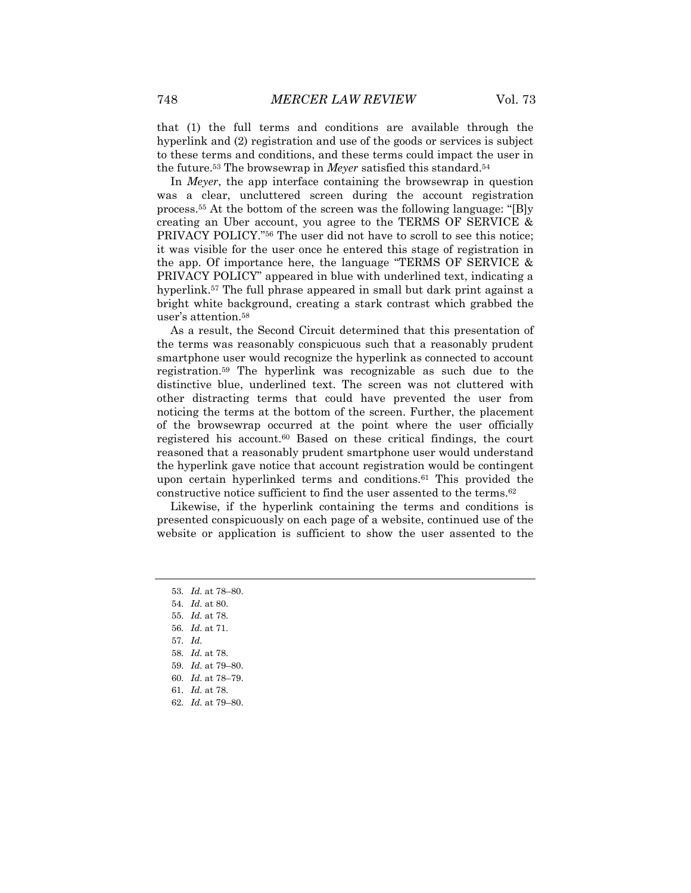that (1) the full terms and conditions are available through the hyperlink and (2) registration and use of the goods or services is subject to these terms and conditions, and these terms could impact the user in the future.[53] The browsewrap in *Meyer* satisfied this standard.[54]

In *Meyer*, the app interface containing the browsewrap in question was a clear, uncluttered screen during the account registration process.[55] At the bottom of the screen was the following language: "[B]y creating an Uber account, you agree to the TERMS OF SERVICE & PRIVACY POLICY."[56] The user did not have to scroll to see this notice; it was visible for the user once he entered this stage of registration in the app. Of importance here, the language "TERMS OF SERVICE & PRIVACY POLICY" appeared in blue with underlined text, indicating a hyperlink.[57] The full phrase appeared in small but dark print against a bright white background, creating a stark contrast which grabbed the user's attention.[58]

As a result, the Second Circuit determined that this presentation of the terms was reasonably conspicuous such that a reasonably prudent smartphone user would recognize the hyperlink as connected to account registration.[59] The hyperlink was recognizable as such due to the distinctive blue, underlined text. The screen was not cluttered with other distracting terms that could have prevented the user from noticing the terms at the bottom of the screen. Further, the placement of the browsewrap occurred at the point where the user officially registered his account.[60] Based on these critical findings, the court reasoned that a reasonably prudent smartphone user would understand the hyperlink gave notice that account registration would be contingent upon certain hyperlinked terms and conditions.[61] This provided the constructive notice sufficient to find the user assented to the terms.[62]

Likewise, if the hyperlink containing the terms and conditions is presented conspicuously on each page of a website, continued use of the website or application is sufficient to show the user assented to the

---

53. *Id.* at 78–80.
54. *Id.* at 80.
55. *Id.* at 78.
56. *Id.* at 71.
57. *Id.*
58. *Id.* at 78.
59. *Id.* at 79–80.
60. *Id.* at 78–79.
61. *Id.* at 78.
62. *Id.* at 79–80.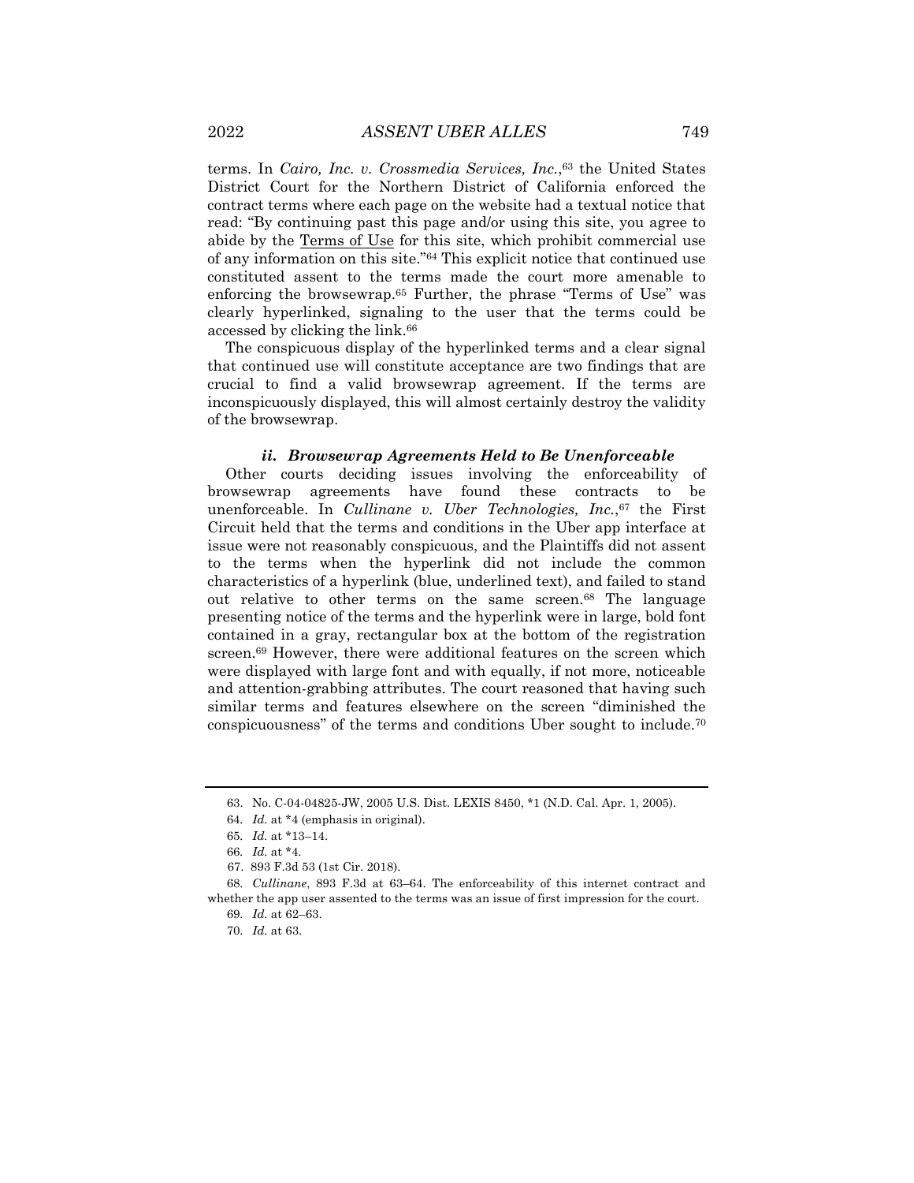terms. In *Cairo, Inc. v. Crossmedia Services, Inc.*,[63] the United States District Court for the Northern District of California enforced the contract terms where each page on the website had a textual notice that read: "By continuing past this page and/or using this site, you agree to abide by the Terms of Use for this site, which prohibit commercial use of any information on this site."[64] This explicit notice that continued use constituted assent to the terms made the court more amenable to enforcing the browsewrap.[65] Further, the phrase "Terms of Use" was clearly hyperlinked, signaling to the user that the terms could be accessed by clicking the link.[66]

The conspicuous display of the hyperlinked terms and a clear signal that continued use will constitute acceptance are two findings that are crucial to find a valid browsewrap agreement. If the terms are inconspicuously displayed, this will almost certainly destroy the validity of the browsewrap.

#### *ii. Browsewrap Agreements Held to Be Unenforceable*

Other courts deciding issues involving the enforceability of browsewrap agreements have found these contracts to be unenforceable. In *Cullinane v. Uber Technologies, Inc.*,[67] the First Circuit held that the terms and conditions in the Uber app interface at issue were not reasonably conspicuous, and the Plaintiffs did not assent to the terms when the hyperlink did not include the common characteristics of a hyperlink (blue, underlined text), and failed to stand out relative to other terms on the same screen.[68] The language presenting notice of the terms and the hyperlink were in large, bold font contained in a gray, rectangular box at the bottom of the registration screen.[69] However, there were additional features on the screen which were displayed with large font and with equally, if not more, noticeable and attention-grabbing attributes. The court reasoned that having such similar terms and features elsewhere on the screen "diminished the conspicuousness" of the terms and conditions Uber sought to include.[70]

---

63. No. C-04-04825-JW, 2005 U.S. Dist. LEXIS 8450, *1 (N.D. Cal. Apr. 1, 2005).

64. *Id.* at *4 (emphasis in original).

65. *Id.* at *13–14.

66. *Id.* at *4.

67. 893 F.3d 53 (1st Cir. 2018).

68. *Cullinane*, 893 F.3d at 63–64. The enforceability of this internet contract and whether the app user assented to the terms was an issue of first impression for the court.

69. *Id.* at 62–63.

70. *Id.* at 63.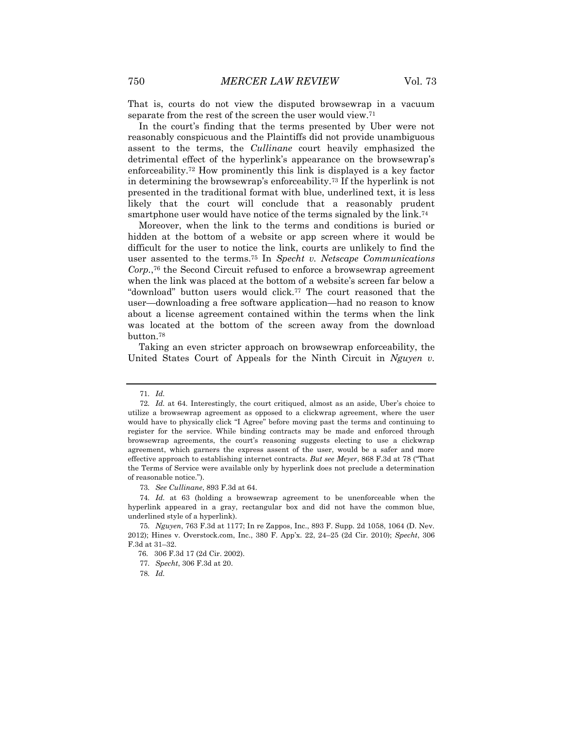That is, courts do not view the disputed browsewrap in a vacuum separate from the rest of the screen the user would view.[71]

In the court's finding that the terms presented by Uber were not reasonably conspicuous and the Plaintiffs did not provide unambiguous assent to the terms, the *Cullinane* court heavily emphasized the detrimental effect of the hyperlink's appearance on the browsewrap's enforceability.[72] How prominently this link is displayed is a key factor in determining the browsewrap's enforceability.[73] If the hyperlink is not presented in the traditional format with blue, underlined text, it is less likely that the court will conclude that a reasonably prudent smartphone user would have notice of the terms signaled by the link.[74]

Moreover, when the link to the terms and conditions is buried or hidden at the bottom of a website or app screen where it would be difficult for the user to notice the link, courts are unlikely to find the user assented to the terms.[75] In *Specht v. Netscape Communications Corp.*,[76] the Second Circuit refused to enforce a browsewrap agreement when the link was placed at the bottom of a website's screen far below a "download" button users would click.[77] The court reasoned that the user—downloading a free software application—had no reason to know about a license agreement contained within the terms when the link was located at the bottom of the screen away from the download button.[78]

Taking an even stricter approach on browsewrap enforceability, the United States Court of Appeals for the Ninth Circuit in *Nguyen v.*

---

71. *Id.*

72. *Id.* at 64. Interestingly, the court critiqued, almost as an aside, Uber's choice to utilize a browsewrap agreement as opposed to a clickwrap agreement, where the user would have to physically click "I Agree" before moving past the terms and continuing to register for the service. While binding contracts may be made and enforced through browsewrap agreements, the court's reasoning suggests electing to use a clickwrap agreement, which garners the express assent of the user, would be a safer and more effective approach to establishing internet contracts. *But see Meyer*, 868 F.3d at 78 ("That the Terms of Service were available only by hyperlink does not preclude a determination of reasonable notice.").

73. *See Cullinane*, 893 F.3d at 64.

74. *Id.* at 63 (holding a browsewrap agreement to be unenforceable when the hyperlink appeared in a gray, rectangular box and did not have the common blue, underlined style of a hyperlink).

75. *Nguyen*, 763 F.3d at 1177; In re Zappos, Inc., 893 F. Supp. 2d 1058, 1064 (D. Nev. 2012); Hines v. Overstock.com, Inc., 380 F. App'x. 22, 24–25 (2d Cir. 2010); *Specht*, 306 F.3d at 31–32.

76. 306 F.3d 17 (2d Cir. 2002).

77. *Specht*, 306 F.3d at 20.

78. *Id.*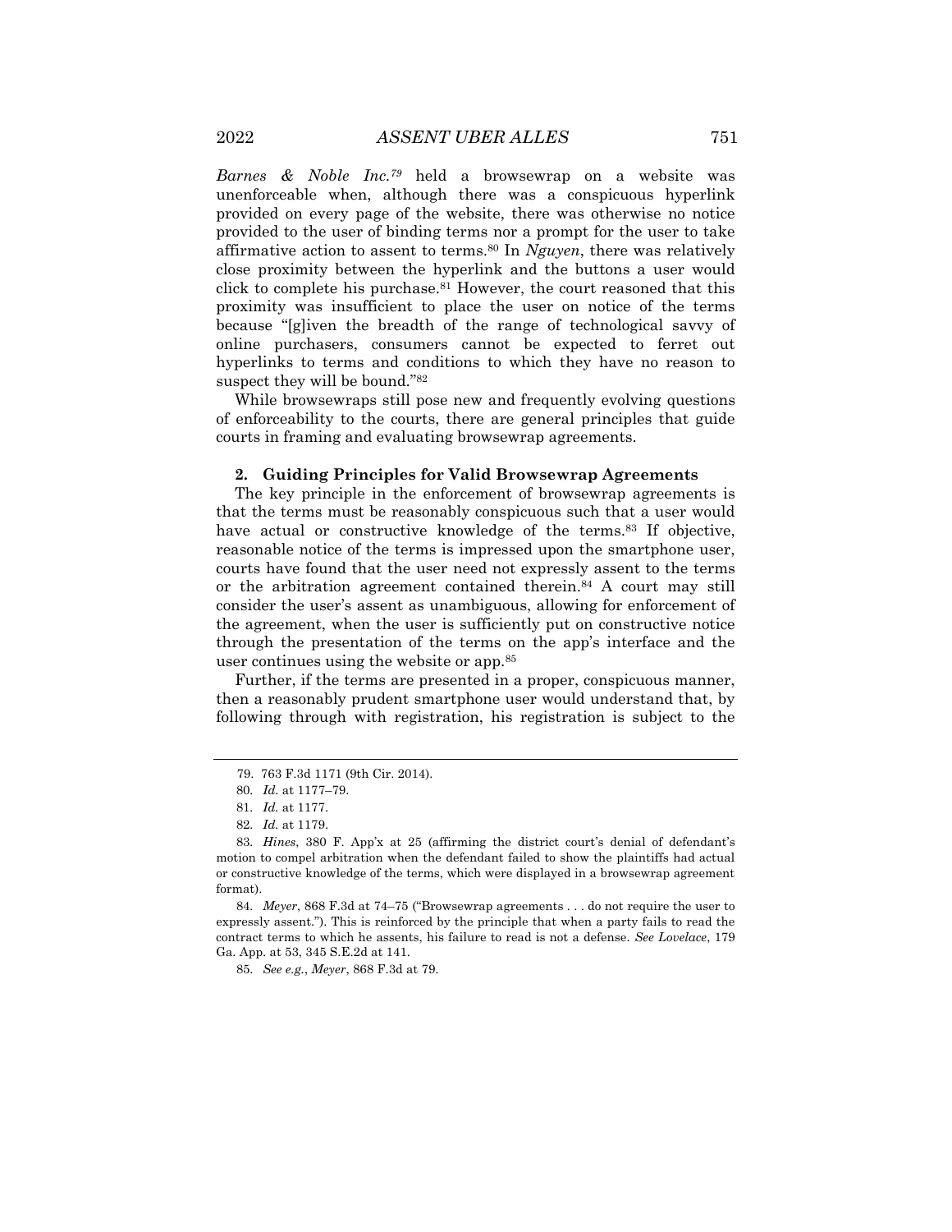*Barnes & Noble Inc.*[79] held a browsewrap on a website was unenforceable when, although there was a conspicuous hyperlink provided on every page of the website, there was otherwise no notice provided to the user of binding terms nor a prompt for the user to take affirmative action to assent to terms.[80] In *Nguyen*, there was relatively close proximity between the hyperlink and the buttons a user would click to complete his purchase.[81] However, the court reasoned that this proximity was insufficient to place the user on notice of the terms because "[g]iven the breadth of the range of technological savvy of online purchasers, consumers cannot be expected to ferret out hyperlinks to terms and conditions to which they have no reason to suspect they will be bound."[82]

While browsewraps still pose new and frequently evolving questions of enforceability to the courts, there are general principles that guide courts in framing and evaluating browsewrap agreements.

#### 2. Guiding Principles for Valid Browsewrap Agreements

The key principle in the enforcement of browsewrap agreements is that the terms must be reasonably conspicuous such that a user would have actual or constructive knowledge of the terms.[83] If objective, reasonable notice of the terms is impressed upon the smartphone user, courts have found that the user need not expressly assent to the terms or the arbitration agreement contained therein.[84] A court may still consider the user's assent as unambiguous, allowing for enforcement of the agreement, when the user is sufficiently put on constructive notice through the presentation of the terms on the app's interface and the user continues using the website or app.[85]

Further, if the terms are presented in a proper, conspicuous manner, then a reasonably prudent smartphone user would understand that, by following through with registration, his registration is subject to the

---

79. 763 F.3d 1171 (9th Cir. 2014).

80. *Id.* at 1177–79.

81. *Id.* at 1177.

82. *Id.* at 1179.

83. *Hines*, 380 F. App'x at 25 (affirming the district court's denial of defendant's motion to compel arbitration when the defendant failed to show the plaintiffs had actual or constructive knowledge of the terms, which were displayed in a browsewrap agreement format).

84. *Meyer*, 868 F.3d at 74–75 ("Browsewrap agreements . . . do not require the user to expressly assent."). This is reinforced by the principle that when a party fails to read the contract terms to which he assents, his failure to read is not a defense. *See Lovelace*, 179 Ga. App. at 53, 345 S.E.2d at 141.

85. *See e.g.*, *Meyer*, 868 F.3d at 79.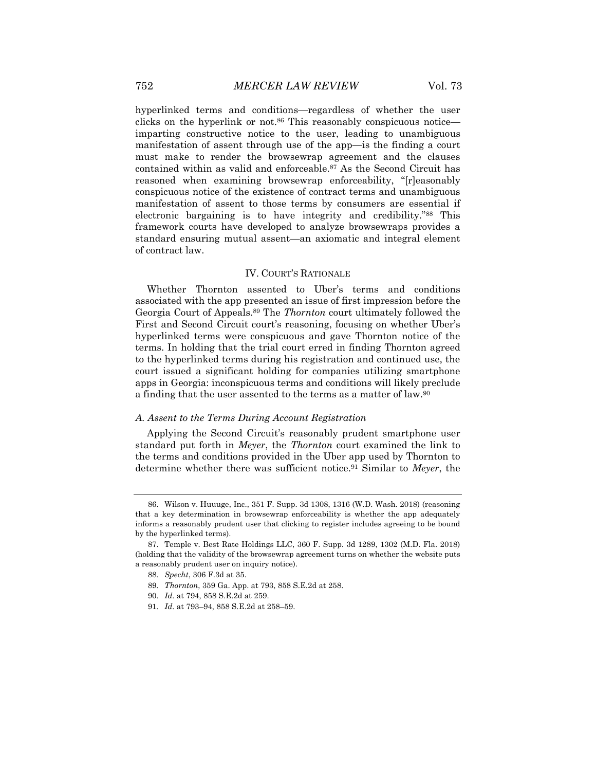hyperlinked terms and conditions—regardless of whether the user clicks on the hyperlink or not.[86] This reasonably conspicuous notice—imparting constructive notice to the user, leading to unambiguous manifestation of assent through use of the app—is the finding a court must make to render the browsewrap agreement and the clauses contained within as valid and enforceable.[87] As the Second Circuit has reasoned when examining browsewrap enforceability, "[r]easonably conspicuous notice of the existence of contract terms and unambiguous manifestation of assent to those terms by consumers are essential if electronic bargaining is to have integrity and credibility."[88] This framework courts have developed to analyze browsewraps provides a standard ensuring mutual assent—an axiomatic and integral element of contract law.

## IV. COURT'S RATIONALE

Whether Thornton assented to Uber's terms and conditions associated with the app presented an issue of first impression before the Georgia Court of Appeals.[89] The *Thornton* court ultimately followed the First and Second Circuit court's reasoning, focusing on whether Uber's hyperlinked terms were conspicuous and gave Thornton notice of the terms. In holding that the trial court erred in finding Thornton agreed to the hyperlinked terms during his registration and continued use, the court issued a significant holding for companies utilizing smartphone apps in Georgia: inconspicuous terms and conditions will likely preclude a finding that the user assented to the terms as a matter of law.[90]

### *A. Assent to the Terms During Account Registration*

Applying the Second Circuit's reasonably prudent smartphone user standard put forth in *Meyer*, the *Thornton* court examined the link to the terms and conditions provided in the Uber app used by Thornton to determine whether there was sufficient notice.[91] Similar to *Meyer*, the

---

86. Wilson v. Huuuge, Inc., 351 F. Supp. 3d 1308, 1316 (W.D. Wash. 2018) (reasoning that a key determination in browsewrap enforceability is whether the app adequately informs a reasonably prudent user that clicking to register includes agreeing to be bound by the hyperlinked terms).

87. Temple v. Best Rate Holdings LLC, 360 F. Supp. 3d 1289, 1302 (M.D. Fla. 2018) (holding that the validity of the browsewrap agreement turns on whether the website puts a reasonably prudent user on inquiry notice).

88. *Specht*, 306 F.3d at 35.

89. *Thornton*, 359 Ga. App. at 793, 858 S.E.2d at 258.

90. *Id.* at 794, 858 S.E.2d at 259.

91. *Id.* at 793–94, 858 S.E.2d at 258–59.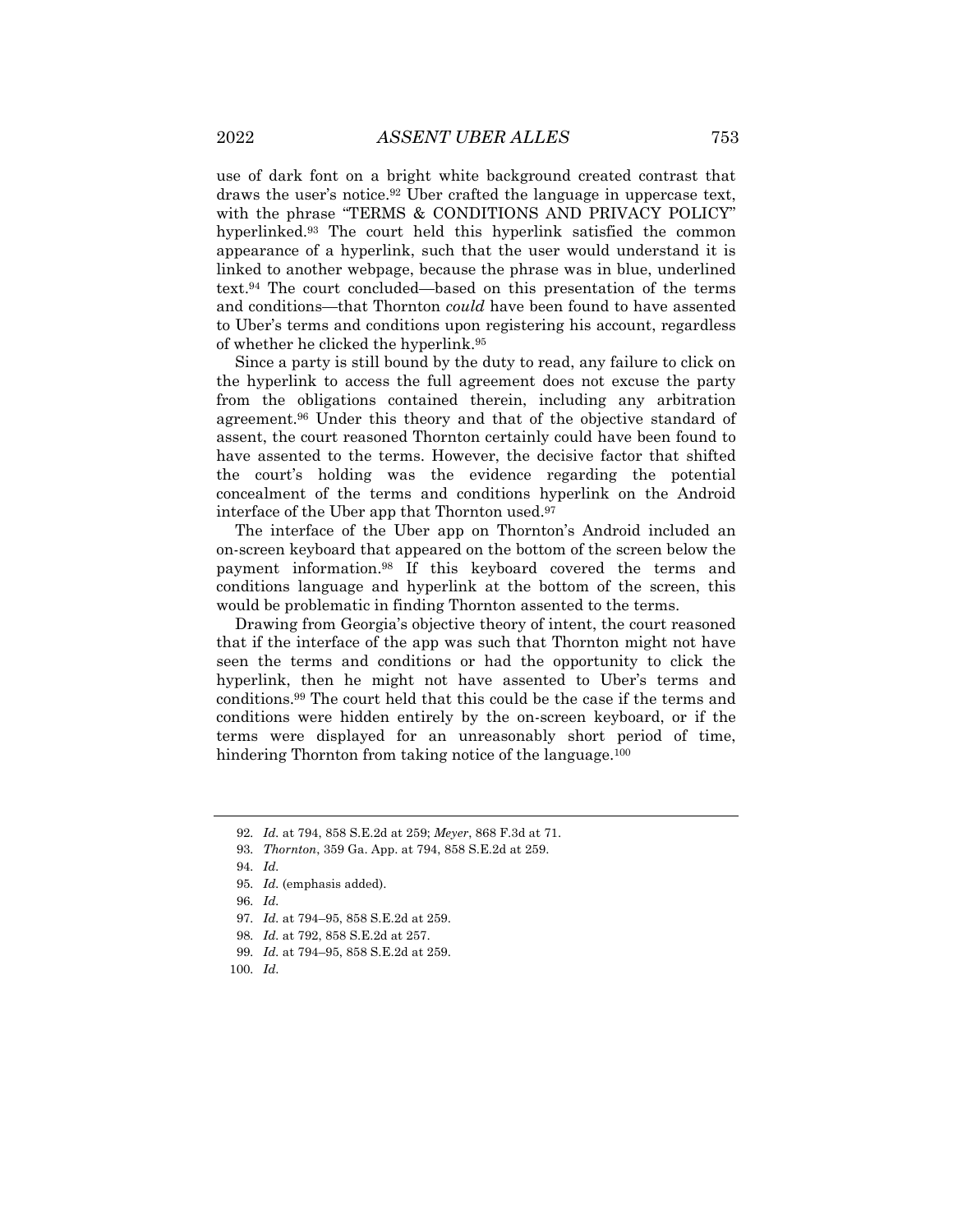use of dark font on a bright white background created contrast that draws the user's notice.[92] Uber crafted the language in uppercase text, with the phrase "TERMS & CONDITIONS AND PRIVACY POLICY" hyperlinked.[93] The court held this hyperlink satisfied the common appearance of a hyperlink, such that the user would understand it is linked to another webpage, because the phrase was in blue, underlined text.[94] The court concluded—based on this presentation of the terms and conditions—that Thornton *could* have been found to have assented to Uber's terms and conditions upon registering his account, regardless of whether he clicked the hyperlink.[95]

Since a party is still bound by the duty to read, any failure to click on the hyperlink to access the full agreement does not excuse the party from the obligations contained therein, including any arbitration agreement.[96] Under this theory and that of the objective standard of assent, the court reasoned Thornton certainly could have been found to have assented to the terms. However, the decisive factor that shifted the court's holding was the evidence regarding the potential concealment of the terms and conditions hyperlink on the Android interface of the Uber app that Thornton used.[97]

The interface of the Uber app on Thornton's Android included an on-screen keyboard that appeared on the bottom of the screen below the payment information.[98] If this keyboard covered the terms and conditions language and hyperlink at the bottom of the screen, this would be problematic in finding Thornton assented to the terms.

Drawing from Georgia's objective theory of intent, the court reasoned that if the interface of the app was such that Thornton might not have seen the terms and conditions or had the opportunity to click the hyperlink, then he might not have assented to Uber's terms and conditions.[99] The court held that this could be the case if the terms and conditions were hidden entirely by the on-screen keyboard, or if the terms were displayed for an unreasonably short period of time, hindering Thornton from taking notice of the language.[100]

---

92. *Id.* at 794, 858 S.E.2d at 259; *Meyer*, 868 F.3d at 71.

93. *Thornton*, 359 Ga. App. at 794, 858 S.E.2d at 259.

94. *Id.*

95. *Id.* (emphasis added).

96. *Id.*

97. *Id.* at 794–95, 858 S.E.2d at 259.

98. *Id.* at 792, 858 S.E.2d at 257.

99. *Id.* at 794–95, 858 S.E.2d at 259.

100. *Id.*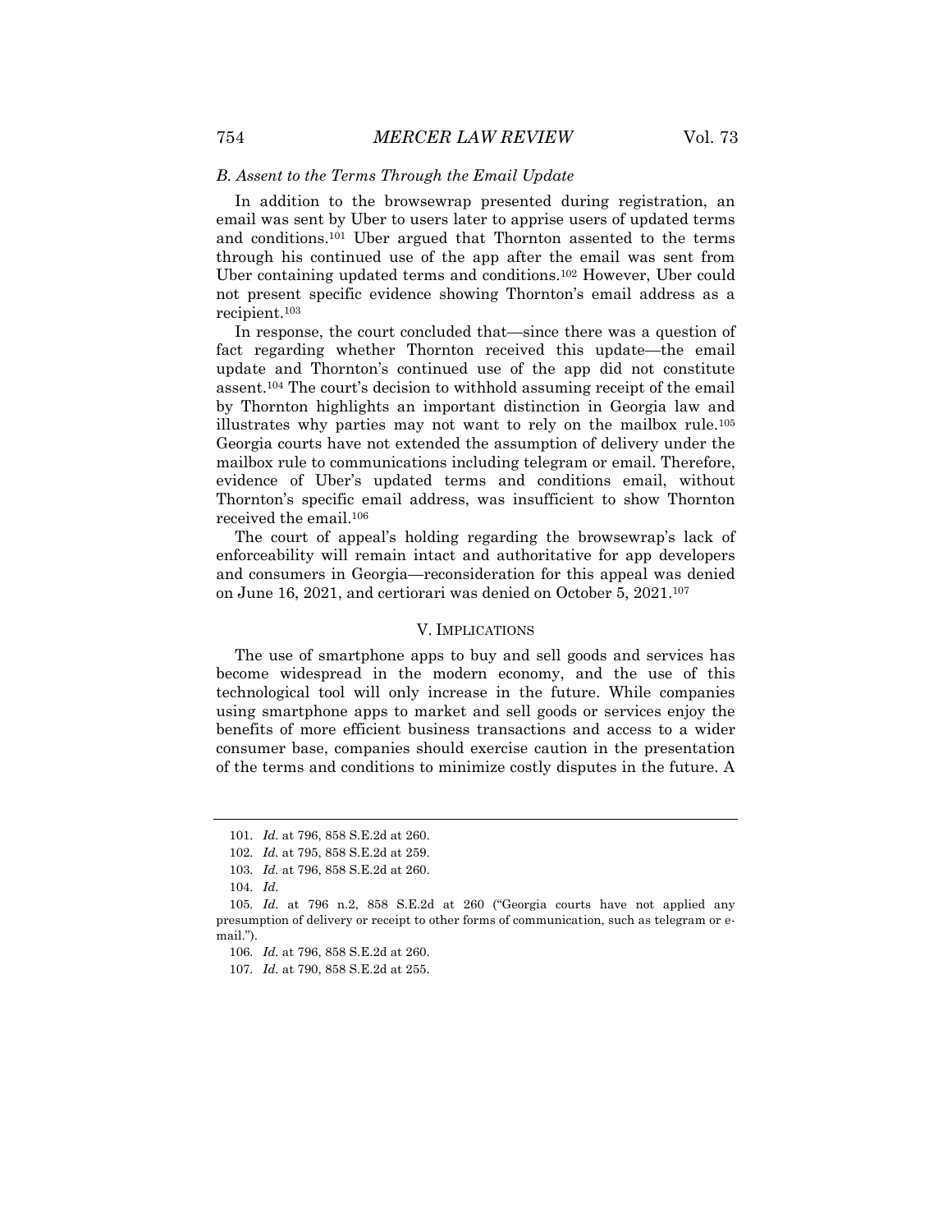### B. Assent to the Terms Through the Email Update

In addition to the browsewrap presented during registration, an email was sent by Uber to users later to apprise users of updated terms and conditions.[101] Uber argued that Thornton assented to the terms through his continued use of the app after the email was sent from Uber containing updated terms and conditions.[102] However, Uber could not present specific evidence showing Thornton's email address as a recipient.[103]

In response, the court concluded that—since there was a question of fact regarding whether Thornton received this update—the email update and Thornton's continued use of the app did not constitute assent.[104] The court's decision to withhold assuming receipt of the email by Thornton highlights an important distinction in Georgia law and illustrates why parties may not want to rely on the mailbox rule.[105] Georgia courts have not extended the assumption of delivery under the mailbox rule to communications including telegram or email. Therefore, evidence of Uber's updated terms and conditions email, without Thornton's specific email address, was insufficient to show Thornton received the email.[106]

The court of appeal's holding regarding the browsewrap's lack of enforceability will remain intact and authoritative for app developers and consumers in Georgia—reconsideration for this appeal was denied on June 16, 2021, and certiorari was denied on October 5, 2021.[107]

## V. IMPLICATIONS

The use of smartphone apps to buy and sell goods and services has become widespread in the modern economy, and the use of this technological tool will only increase in the future. While companies using smartphone apps to market and sell goods or services enjoy the benefits of more efficient business transactions and access to a wider consumer base, companies should exercise caution in the presentation of the terms and conditions to minimize costly disputes in the future. A

---

101. *Id.* at 796, 858 S.E.2d at 260.

102. *Id.* at 795, 858 S.E.2d at 259.

103. *Id.* at 796, 858 S.E.2d at 260.

104. *Id.*

105. *Id.* at 796 n.2, 858 S.E.2d at 260 ("Georgia courts have not applied any presumption of delivery or receipt to other forms of communication, such as telegram or e-mail.").

106. *Id.* at 796, 858 S.E.2d at 260.

107. *Id.* at 790, 858 S.E.2d at 255.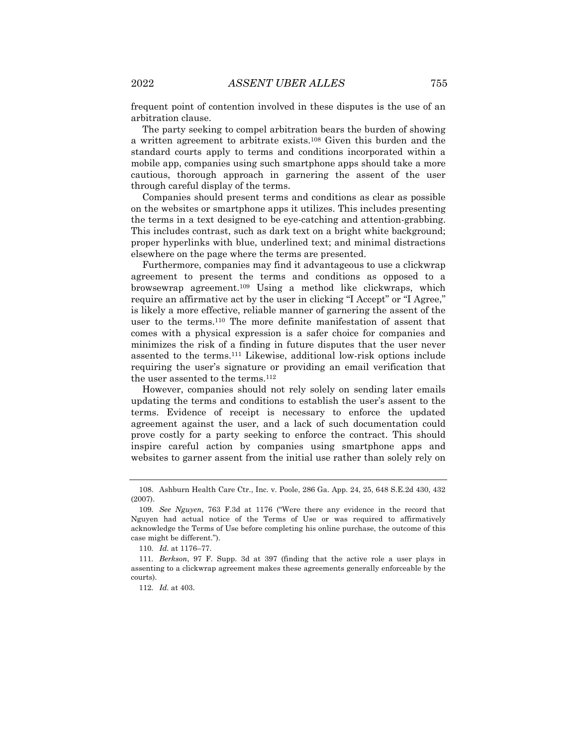frequent point of contention involved in these disputes is the use of an arbitration clause.

The party seeking to compel arbitration bears the burden of showing a written agreement to arbitrate exists.[108] Given this burden and the standard courts apply to terms and conditions incorporated within a mobile app, companies using such smartphone apps should take a more cautious, thorough approach in garnering the assent of the user through careful display of the terms.

Companies should present terms and conditions as clear as possible on the websites or smartphone apps it utilizes. This includes presenting the terms in a text designed to be eye-catching and attention-grabbing. This includes contrast, such as dark text on a bright white background; proper hyperlinks with blue, underlined text; and minimal distractions elsewhere on the page where the terms are presented.

Furthermore, companies may find it advantageous to use a clickwrap agreement to present the terms and conditions as opposed to a browsewrap agreement.[109] Using a method like clickwraps, which require an affirmative act by the user in clicking "I Accept" or "I Agree," is likely a more effective, reliable manner of garnering the assent of the user to the terms.[110] The more definite manifestation of assent that comes with a physical expression is a safer choice for companies and minimizes the risk of a finding in future disputes that the user never assented to the terms.[111] Likewise, additional low-risk options include requiring the user's signature or providing an email verification that the user assented to the terms.[112]

However, companies should not rely solely on sending later emails updating the terms and conditions to establish the user's assent to the terms. Evidence of receipt is necessary to enforce the updated agreement against the user, and a lack of such documentation could prove costly for a party seeking to enforce the contract. This should inspire careful action by companies using smartphone apps and websites to garner assent from the initial use rather than solely rely on

---

108. Ashburn Health Care Ctr., Inc. v. Poole, 286 Ga. App. 24, 25, 648 S.E.2d 430, 432 (2007).

109. *See Nguyen*, 763 F.3d at 1176 ("Were there any evidence in the record that Nguyen had actual notice of the Terms of Use or was required to affirmatively acknowledge the Terms of Use before completing his online purchase, the outcome of this case might be different.").

110. *Id.* at 1176–77.

111. *Berkson*, 97 F. Supp. 3d at 397 (finding that the active role a user plays in assenting to a clickwrap agreement makes these agreements generally enforceable by the courts).

112. *Id.* at 403.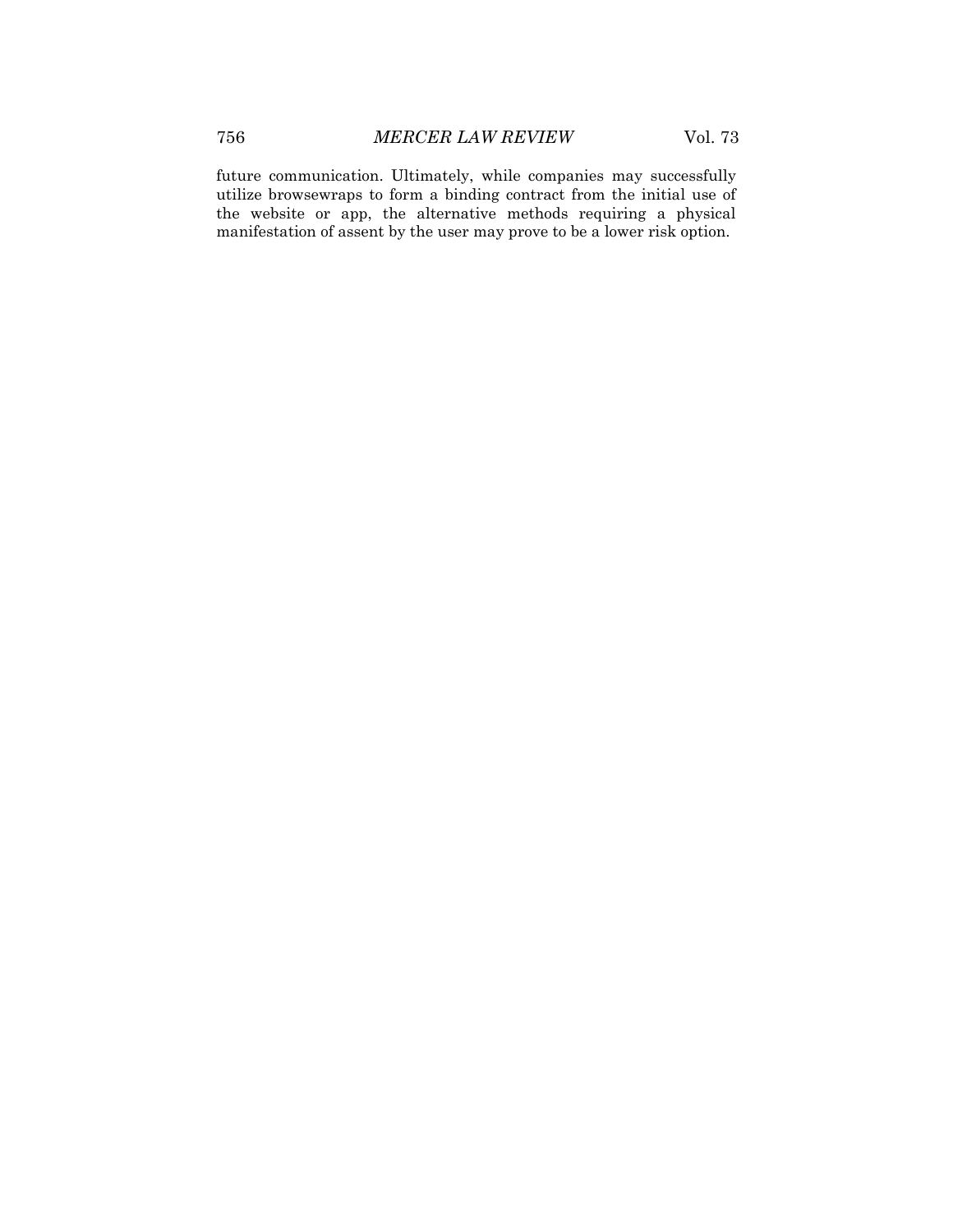future communication. Ultimately, while companies may successfully utilize browsewraps to form a binding contract from the initial use of the website or app, the alternative methods requiring a physical manifestation of assent by the user may prove to be a lower risk option.